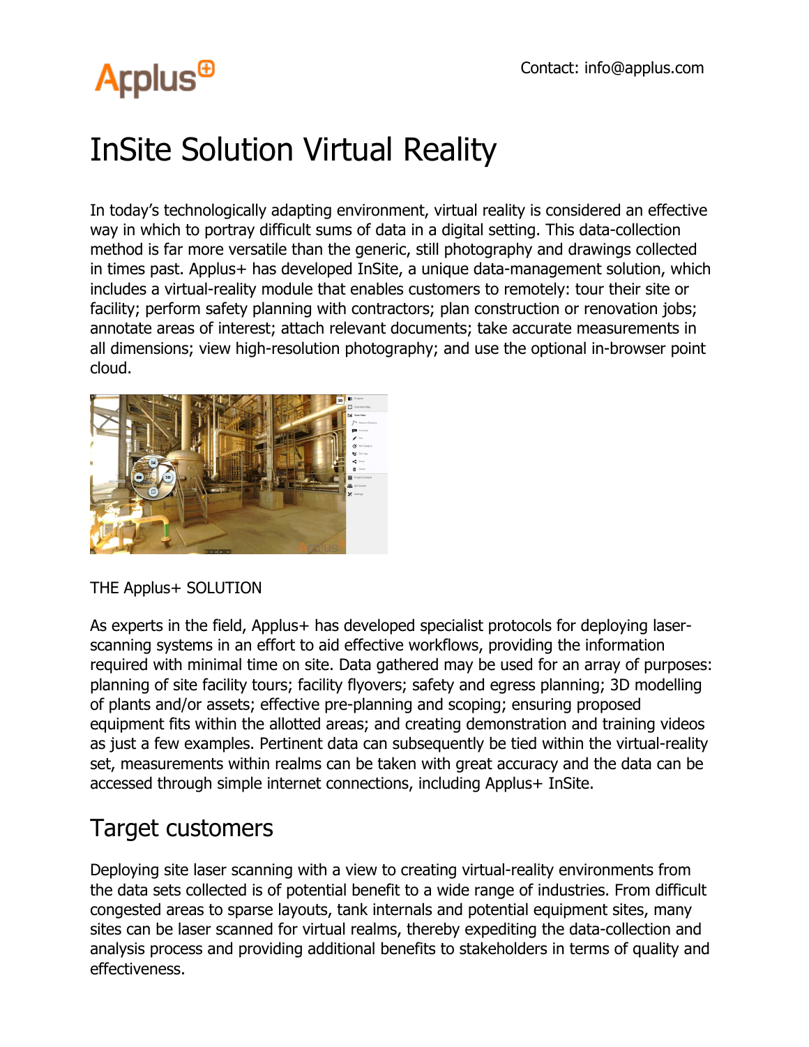Contact: info@applus.com

# InSite Solution Virtual Reality

In today's technologically adapting environment, virtual reality is considered an effective way in which to portray difficult sums of data in a digital setting. This data-collection method is far more versatile than the generic, still photography and drawings collected in times past. Applus+ has developed InSite, a unique data-management solution, which includes a virtual-reality module that enables customers to remotely: tour their site or facility; perform safety planning with contractors; plan construction or renovation jobs; annotate areas of interest; attach relevant documents; take accurate measurements in all dimensions; view high-resolution photography; and use the optional in-browser point cloud.

THE Applus+ SOLUTION

As experts in the field, Applus+ has developed specialist protocols for deploying laser-scanning systems in an effort to aid effective workflows, providing the information required with minimal time on site. Data gathered may be used for an array of purposes: planning of site facility tours; facility flyovers; safety and egress planning; 3D modelling of plants and/or assets; effective pre-planning and scoping; ensuring proposed equipment fits within the allotted areas; and creating demonstration and training videos as just a few examples. Pertinent data can subsequently be tied within the virtual-reality set, measurements within realms can be taken with great accuracy and the data can be accessed through simple internet connections, including Applus+ InSite.

## Target customers

Deploying site laser scanning with a view to creating virtual-reality environments from the data sets collected is of potential benefit to a wide range of industries. From difficult congested areas to sparse layouts, tank internals and potential equipment sites, many sites can be laser scanned for virtual realms, thereby expediting the data-collection and analysis process and providing additional benefits to stakeholders in terms of quality and effectiveness.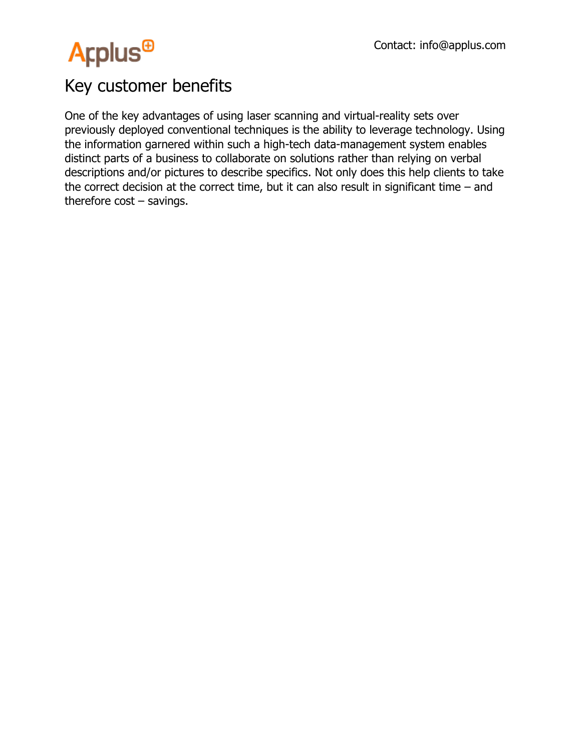## Key customer benefits

One of the key advantages of using laser scanning and virtual-reality sets over previously deployed conventional techniques is the ability to leverage technology. Using the information garnered within such a high-tech data-management system enables distinct parts of a business to collaborate on solutions rather than relying on verbal descriptions and/or pictures to describe specifics. Not only does this help clients to take the correct decision at the correct time, but it can also result in significant time – and therefore cost – savings.